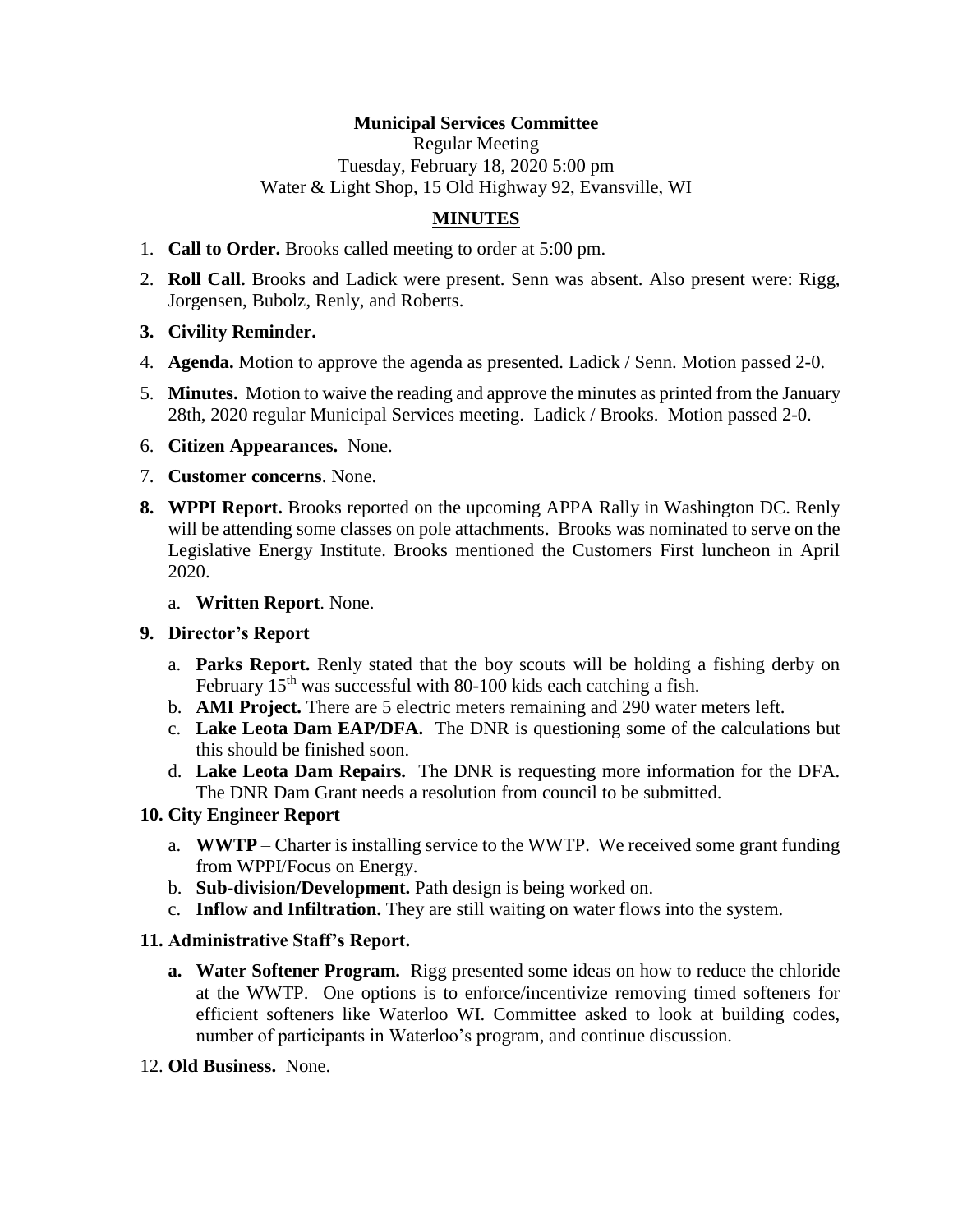**Municipal Services Committee**

Regular Meeting

Tuesday, February 18, 2020 5:00 pm

Water & Light Shop, 15 Old Highway 92, Evansville, WI

**MINUTES**

1. **Call to Order.** Brooks called meeting to order at 5:00 pm.
2. **Roll Call.** Brooks and Ladick were present. Senn was absent. Also present were: Rigg, Jorgensen, Bubolz, Renly, and Roberts.
3. **Civility Reminder.**
4. **Agenda.** Motion to approve the agenda as presented. Ladick / Senn. Motion passed 2-0.
5. **Minutes.** Motion to waive the reading and approve the minutes as printed from the January 28th, 2020 regular Municipal Services meeting. Ladick / Brooks. Motion passed 2-0.
6. **Citizen Appearances.** None.
7. **Customer concerns**. None.
8. **WPPI Report.** Brooks reported on the upcoming APPA Rally in Washington DC. Renly will be attending some classes on pole attachments. Brooks was nominated to serve on the Legislative Energy Institute. Brooks mentioned the Customers First luncheon in April 2020.
   a. **Written Report**. None.
9. **Director's Report**
   a. **Parks Report.** Renly stated that the boy scouts will be holding a fishing derby on February 15th was successful with 80-100 kids each catching a fish.
   b. **AMI Project.** There are 5 electric meters remaining and 290 water meters left.
   c. **Lake Leota Dam EAP/DFA.** The DNR is questioning some of the calculations but this should be finished soon.
   d. **Lake Leota Dam Repairs.** The DNR is requesting more information for the DFA. The DNR Dam Grant needs a resolution from council to be submitted.
10. **City Engineer Report**
   a. **WWTP** – Charter is installing service to the WWTP. We received some grant funding from WPPI/Focus on Energy.
   b. **Sub-division/Development.** Path design is being worked on.
   c. **Inflow and Infiltration.** They are still waiting on water flows into the system.
11. **Administrative Staff's Report.**
   a. **Water Softener Program.** Rigg presented some ideas on how to reduce the chloride at the WWTP. One options is to enforce/incentivize removing timed softeners for efficient softeners like Waterloo WI. Committee asked to look at building codes, number of participants in Waterloo's program, and continue discussion.
12. **Old Business.** None.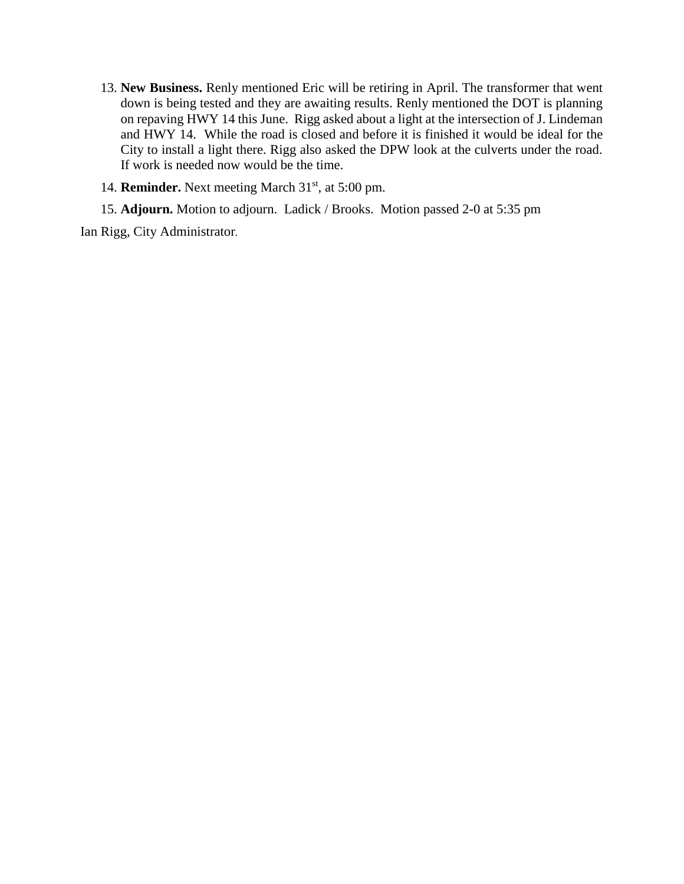13. **New Business.** Renly mentioned Eric will be retiring in April. The transformer that went down is being tested and they are awaiting results. Renly mentioned the DOT is planning on repaving HWY 14 this June. Rigg asked about a light at the intersection of J. Lindeman and HWY 14. While the road is closed and before it is finished it would be ideal for the City to install a light there. Rigg also asked the DPW look at the culverts under the road. If work is needed now would be the time.

14. **Reminder.** Next meeting March 31st, at 5:00 pm.

15. **Adjourn.** Motion to adjourn. Ladick / Brooks. Motion passed 2-0 at 5:35 pm

Ian Rigg, City Administrator.